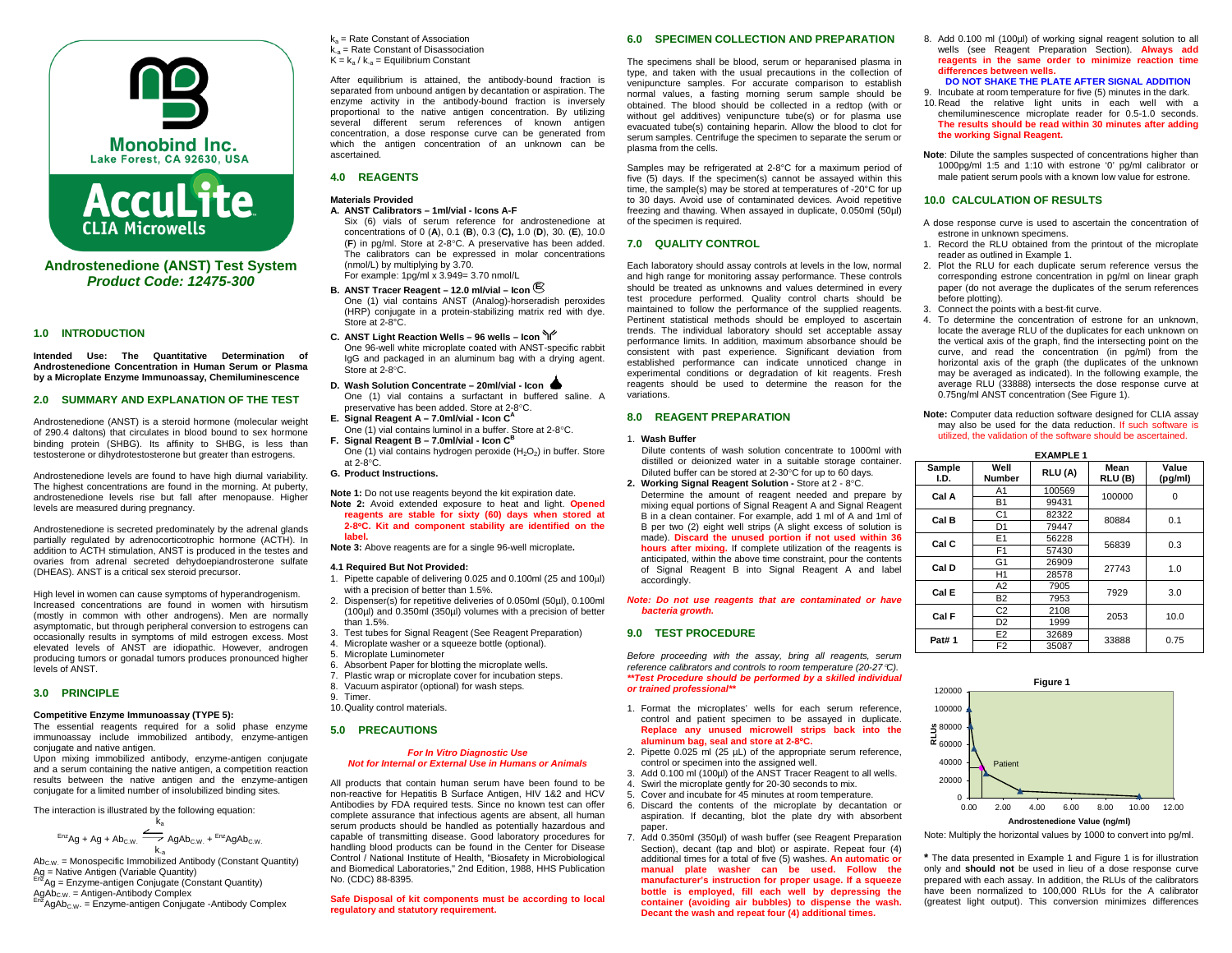Monobind Inc.
Lake Forest, CA 92630, USA

AccuLite
CLIA Microwells

# Androstenedione (ANST) Test System
***Product Code: 12475-300***

## 1.0 INTRODUCTION

**Intended Use: The Quantitative Determination of Androstenedione Concentration in Human Serum or Plasma by a Microplate Enzyme Immunoassay, Chemiluminescence**

## 2.0 SUMMARY AND EXPLANATION OF THE TEST

Androstenedione (ANST) is a steroid hormone (molecular weight of 290.4 daltons) that circulates in blood bound to sex hormone binding protein (SHBG). Its affinity to SHBG, is less than testosterone or dihydrotestosterone but greater than estrogens.

Androstenedione levels are found to have high diurnal variability. The highest concentrations are found in the morning. At puberty, androstenedione levels rise but fall after menopause. Higher levels are measured during pregnancy.

Androstenedione is secreted predominately by the adrenal glands partially regulated by adrenocorticotrophic hormone (ACTH). In addition to ACTH stimulation, ANST is produced in the testes and ovaries from adrenal secreted dehydoepiandrosterone sulfate (DHEAS). ANST is a critical sex steroid precursor.

High level in women can cause symptoms of hyperandrogenism. Increased concentrations are found in women with hirsutism (mostly in common with other androgens). Men are normally asymptomatic, but through peripheral conversion to estrogens can occasionally results in symptoms of mild estrogen excess. Most elevated levels of ANST are idiopathic. However, androgen producing tumors or gonadal tumors produce pronounced higher levels of ANST.

## 3.0 PRINCIPLE

**Competitive Enzyme Immunoassay (TYPE 5):**

The essential reagents required for a solid phase enzyme immunoassay include immobilized antibody, enzyme-antigen conjugate and native antigen.

Upon mixing immobilized antibody, enzyme-antigen conjugate and a serum containing the native antigen, a competition reaction results between the native antigen and the enzyme-antigen conjugate for a limited number of insolubilized binding sites.

The interaction is illustrated by the following equation:

$$^{Enz}Ag + Ag + Ab_{C.W.} \underset{k_{-a}}{\overset{k_a}{\rightleftharpoons}} AgAb_{C.W.} + {}^{Enz}AgAb_{C.W.}$$

$Ab_{C.W.}$ = Monospecific Immobilized Antibody (Constant Quantity)
Ag = Native Antigen (Variable Quantity)
$^{Enz}Ag$ = Enzyme-antigen Conjugate (Constant Quantity)
$AgAb_{C.W.}$ = Antigen-Antibody Complex
$^{Enz}AgAb_{C.W.}$ = Enzyme-antigen Conjugate -Antibody Complex
$k_a$ = Rate Constant of Association
$k_{-a}$ = Rate Constant of Disassociation
$K = k_a / k_{-a}$ = Equilibrium Constant

After equilibrium is attained, the antibody-bound fraction is separated from unbound antigen by decantation or aspiration. The enzyme activity in the antibody-bound fraction is inversely proportional to the native antigen concentration. By utilizing several different serum references of known antigen concentration, a dose response curve can be generated from which the antigen concentration of an unknown can be ascertained.

## 4.0 REAGENTS

**Materials Provided**

**A. ANST Calibrators – 1ml/vial - Icons A-F**
Six (6) vials of serum reference for androstenedione at concentrations of 0 (**A**), 0.1 (**B**), 0.3 (**C**), 1.0 (**D**), 30. (**E**), 10.0 (**F**) in pg/ml. Store at 2-8°C. A preservative has been added. The calibrators can be expressed in molar concentrations (nmol/L) by multiplying by 3.70.
For example: 1pg/ml x 3.949= 3.70 nmol/L

**B. ANST Tracer Reagent – 12.0 ml/vial – Icon** Ⓔ
One (1) vial contains ANST (Analog)-horseradish peroxides (HRP) conjugate in a protein-stabilizing matrix red with dye. Store at 2-8°C.

**C. ANST Light Reaction Wells – 96 wells – Icon**
One 96-well white microplate coated with ANST-specific rabbit IgG and packaged in an aluminum bag with a drying agent. Store at 2-8°C.

**D. Wash Solution Concentrate – 20ml/vial - Icon**
One (1) vial contains a surfactant in buffered saline. A preservative has been added. Store at 2-8°C.

**E. Signal Reagent A – 7.0ml/vial - Icon $C^A$**
One (1) vial contains luminol in a buffer. Store at 2-8°C.

**F. Signal Reagent B – 7.0ml/vial - Icon $C^B$**
One (1) vial contains hydrogen peroxide ($H_2O_2$) in buffer. Store at 2-8°C.

**G. Product Instructions.**

**Note 1:** Do not use reagents beyond the kit expiration date.
**Note 2:** Avoid extended exposure to heat and light. **Opened reagents are stable for sixty (60) days when stored at 2-8ºC. Kit and component stability are identified on the label.**
**Note 3:** Above reagents are for a single 96-well microplate**.**

**4.1 Required But Not Provided:**

1. Pipette capable of delivering 0.025 and 0.100ml (25 and 100µl) with a precision of better than 1.5%.
2. Dispenser(s) for repetitive deliveries of 0.050ml (50µl), 0.100ml (100µl) and 0.350ml (350µl) volumes with a precision of better than 1.5%.
3. Test tubes for Signal Reagent (See Reagent Preparation)
4. Microplate washer or a squeeze bottle (optional).
5. Microplate Luminometer
6. Absorbent Paper for blotting the microplate wells.
7. Plastic wrap or microplate cover for incubation steps.
8. Vacuum aspirator (optional) for wash steps.
9. Timer.
10. Quality control materials.

## 5.0 PRECAUTIONS

***For In Vitro Diagnostic Use***
***Not for Internal or External Use in Humans or Animals***

All products that contain human serum have been found to be non-reactive for Hepatitis B Surface Antigen, HIV 1&2 and HCV Antibodies by FDA required tests. Since no known test can offer complete assurance that infectious agents are absent, all human serum products should be handled as potentially hazardous and capable of transmitting disease. Good laboratory procedures for handling blood products can be found in the Center for Disease Control / National Institute of Health, "Biosafety in Microbiological and Biomedical Laboratories," 2nd Edition, 1988, HHS Publication No. (CDC) 88-8395.

**Safe Disposal of kit components must be according to local regulatory and statutory requirement.**

## 6.0 SPECIMEN COLLECTION AND PREPARATION

The specimens shall be blood, serum or heparanised plasma in type, and taken with the usual precautions in the collection of venipuncture samples. For accurate comparison to establish normal values, a fasting morning serum sample should be obtained. The blood should be collected in a redtop (with or without gel additives) venipuncture tube(s) or for plasma use evacuated tube(s) containing heparin. Allow the blood to clot for serum samples. Centrifuge the specimen to separate the serum or plasma from the cells.

Samples may be refrigerated at 2-8°C for a maximum period of five (5) days. If the specimen(s) cannot be assayed within this time, the sample(s) may be stored at temperatures of -20°C for up to 30 days. Avoid use of contaminated devices. Avoid repetitive freezing and thawing. When assayed in duplicate, 0.050ml (50µl) of the specimen is required.

## 7.0 QUALITY CONTROL

Each laboratory should assay controls at levels in the low, normal and high range for monitoring assay performance. These controls should be treated as unknowns and values determined in every test procedure performed. Quality control charts should be maintained to follow the performance of the supplied reagents. Pertinent statistical methods should be employed to ascertain trends. The individual laboratory should set acceptable assay performance limits. In addition, maximum absorbance should be consistent with past experience. Significant deviation from established performance can indicate unnoticed change in experimental conditions or degradation of kit reagents. Fresh reagents should be used to determine the reason for the variations.

## 8.0 REAGENT PREPARATION

1. **Wash Buffer**
Dilute contents of wash solution concentrate to 1000ml with distilled or deionized water in a suitable storage container. Diluted buffer can be stored at 2-30°C for up to 60 days.
2. **Working Signal Reagent Solution -** Store at 2 - 8°C.
Determine the amount of reagent needed and prepare by mixing equal portions of Signal Reagent A and Signal Reagent B in a clean container. For example, add 1 ml of A and 1ml of B per two (2) eight well strips (A slight excess of solution is made). **Discard the unused portion if not used within 36 hours after mixing.** If complete utilization of the reagents is anticipated, within the above time constraint, pour the contents of Signal Reagent B into Signal Reagent A and label accordingly.

***Note: Do not use reagents that are contaminated or have bacteria growth.***

## 9.0 TEST PROCEDURE

*Before proceeding with the assay, bring all reagents, serum reference calibrators and controls to room temperature (20-27°C).*
***\*\*Test Procedure should be performed by a skilled individual or trained professional\*\****

1. Format the microplates' wells for each serum reference, control and patient specimen to be assayed in duplicate. **Replace any unused microwell strips back into the aluminum bag, seal and store at 2-8ºC.**
2. Pipette 0.025 ml (25 µL) of the appropriate serum reference, control or specimen into the assigned well.
3. Add 0.100 ml (100µl) of the ANST Tracer Reagent to all wells.
4. Swirl the microplate gently for 20-30 seconds to mix.
5. Cover and incubate for 45 minutes at room temperature.
6. Discard the contents of the microplate by decantation or aspiration. If decanting, blot the plate dry with absorbent paper.
7. Add 0.350ml (350µl) of wash buffer (see Reagent Preparation Section), decant (tap and blot) or aspirate. Repeat four (4) additional times for a total of five (5) washes. **An automatic or manual plate washer can be used. Follow the manufacturer's instruction for proper usage. If a squeeze bottle is employed, fill each well by depressing the container (avoiding air bubbles) to dispense the wash. Decant the wash and repeat four (4) additional times.**
8. Add 0.100 ml (100µl) of working signal reagent solution to all wells (see Reagent Preparation Section). **Always add reagents in the same order to minimize reaction time differences between wells.**
**DO NOT SHAKE THE PLATE AFTER SIGNAL ADDITION**
9. Incubate at room temperature for five (5) minutes in the dark.
10. Read the relative light units in each well with a chemiluminescence microplate reader for 0.5-1.0 seconds. **The results should be read within 30 minutes after adding the working Signal Reagent.**

**Note**: Dilute the samples suspected of concentrations higher than 1000pg/ml 1:5 and 1:10 with estrone '0' pg/ml calibrator or male patient serum pools with a known low value for estrone.

## 10.0 CALCULATION OF RESULTS

A dose response curve is used to ascertain the concentration of estrone in unknown specimens.

1. Record the RLU obtained from the printout of the microplate reader as outlined in Example 1.
2. Plot the RLU for each duplicate serum reference versus the corresponding estrone concentration in pg/ml on linear graph paper (do not average the duplicates of the serum references before plotting).
3. Connect the points with a best-fit curve.
4. To determine the concentration of estrone for an unknown, locate the average RLU of the duplicates for each unknown on the vertical axis of the graph, find the intersecting point on the curve, and read the concentration (in pg/ml) from the horizontal axis of the graph (the duplicates of the unknown may be averaged as indicated). In the following example, the average RLU (33888) intersects the dose response curve at 0.75ng/ml ANST concentration (See Figure 1).

**Note:** Computer data reduction software designed for CLIA assay may also be used for the data reduction. If such software is utilized, the validation of the software should be ascertained.

**EXAMPLE 1**

| Sample I.D. | Well Number | RLU (A) | Mean RLU (B) | Value (pg/ml) |
|---|---|---|---|---|
| Cal A | A1 | 100569 | 100000 | 0 |
| | B1 | 99431 | | |
| Cal B | C1 | 82322 | 80884 | 0.1 |
| | D1 | 79447 | | |
| Cal C | E1 | 56228 | 56839 | 0.3 |
| | F1 | 57430 | | |
| Cal D | G1 | 26909 | 27743 | 1.0 |
| | H1 | 28578 | | |
| Cal E | A2 | 7905 | 7929 | 3.0 |
| | B2 | 7953 | | |
| Cal F | C2 | 2108 | 2053 | 10.0 |
| | D2 | 1999 | | |
| Pat# 1 | E2 | 32689 | 33888 | 0.75 |
| | F2 | 35087 | | |

**Figure 1**

Note: Multiply the horizontal values by 1000 to convert into pg/ml.

**\*** The data presented in Example 1 and Figure 1 is for illustration only and **should not** be used in lieu of a dose response curve prepared with each assay. In addition, the RLUs of the calibrators have been normalized to 100,000 RLUs for the A calibrator (greatest light output). This conversion minimizes differences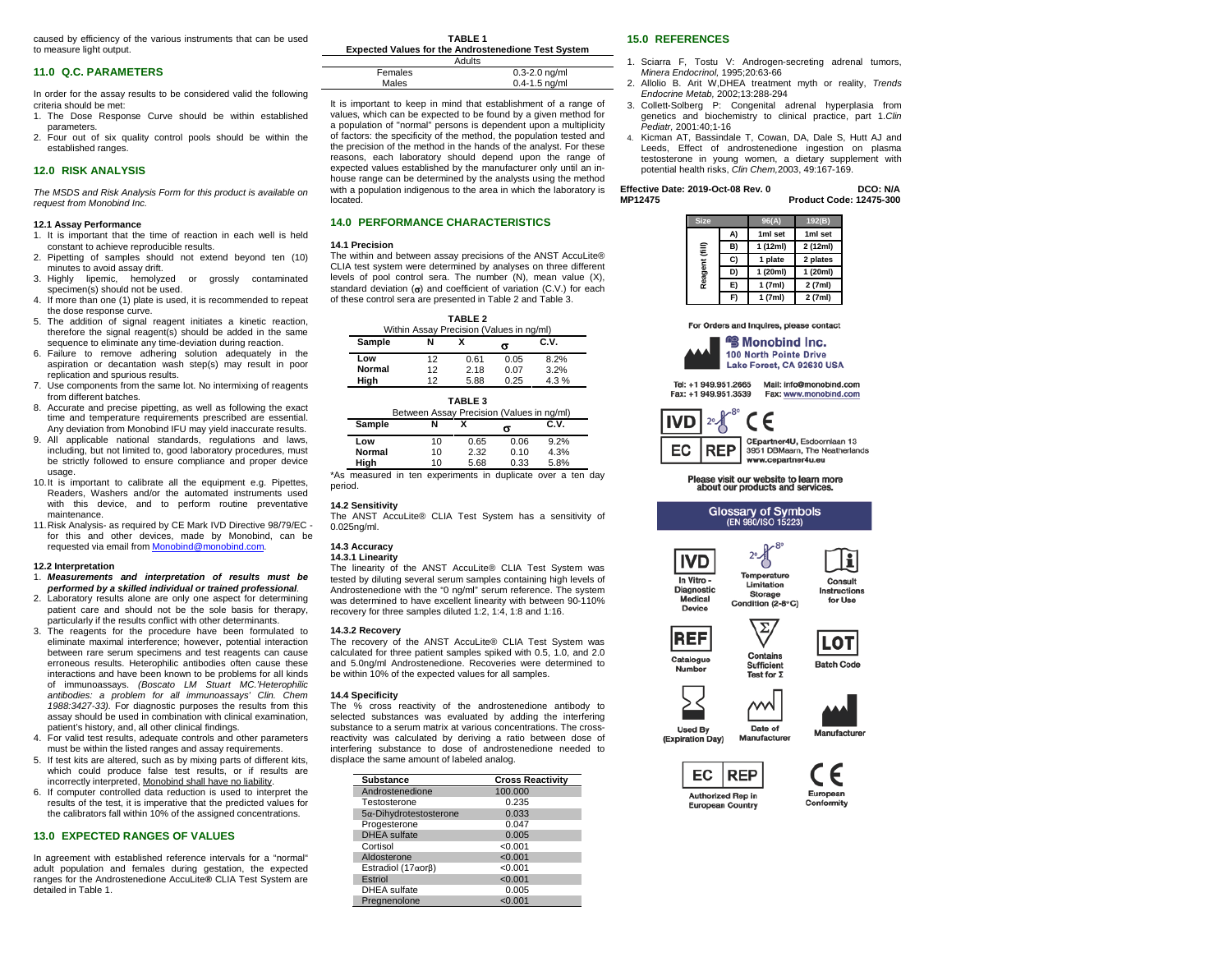caused by efficiency of the various instruments that can be used to measure light output.

## 11.0 Q.C. PARAMETERS

In order for the assay results to be considered valid the following criteria should be met:

1. The Dose Response Curve should be within established parameters.
2. Four out of six quality control pools should be within the established ranges.

## 12.0 RISK ANALYSIS

*The MSDS and Risk Analysis Form for this product is available on request from Monobind Inc.*

### 12.1 Assay Performance

1. It is important that the time of reaction in each well is held constant to achieve reproducible results.
2. Pipetting of samples should not extend beyond ten (10) minutes to avoid assay drift.
3. Highly lipemic, hemolyzed or grossly contaminated specimen(s) should not be used.
4. If more than one (1) plate is used, it is recommended to repeat the dose response curve.
5. The addition of signal reagent initiates a kinetic reaction, therefore the signal reagent(s) should be added in the same sequence to eliminate any time-deviation during reaction.
6. Failure to remove adhering solution adequately in the aspiration or decantation wash step(s) may result in poor replication and spurious results.
7. Use components from the same lot. No intermixing of reagents from different batches.
8. Accurate and precise pipetting, as well as following the exact time and temperature requirements prescribed are essential. Any deviation from Monobind IFU may yield inaccurate results.
9. All applicable national standards, regulations and laws, including, but not limited to, good laboratory procedures, must be strictly followed to ensure compliance and proper device usage.
10. It is important to calibrate all the equipment e.g. Pipettes, Readers, Washers and/or the automated instruments used with this device, and to perform routine preventative maintenance.
11. Risk Analysis- as required by CE Mark IVD Directive 98/79/EC - for this and other devices, made by Monobind, can be requested via email from Monobind@monobind.com.

### 12.2 Interpretation

1. ***Measurements and interpretation of results must be performed by a skilled individual or trained professional.***
2. Laboratory results alone are only one aspect for determining patient care and should not be the sole basis for therapy, particularly if the results conflict with other determinants.
3. The reagents for the procedure have been formulated to eliminate maximal interference; however, potential interaction between rare serum specimens and test reagents can cause erroneous results. Heterophilic antibodies often cause these interactions and have been known to be problems for all kinds of immunoassays. *(Boscato LM Stuart MC.'Heterophilic antibodies: a problem for all immunoassays' Clin. Chem 1988:3427-33).* For diagnostic purposes the results from this assay should be used in combination with clinical examination, patient's history, and, all other clinical findings.
4. For valid test results, adequate controls and other parameters must be within the listed ranges and assay requirements.
5. If test kits are altered, such as by mixing parts of different kits, which could produce false test results, or if results are incorrectly interpreted, Monobind shall have no liability.
6. If computer controlled data reduction is used to interpret the results of the test, it is imperative that the predicted values for the calibrators fall within 10% of the assigned concentrations.

## 13.0 EXPECTED RANGES OF VALUES

In agreement with established reference intervals for a "normal" adult population and females during gestation, the expected ranges for the Androstenedione AccuLite® CLIA Test System are detailed in Table 1.

**TABLE 1**
**Expected Values for the Androstenedione Test System**

| Adults | |
|---|---|
| Females | 0.3-2.0 ng/ml |
| Males | 0.4-1.5 ng/ml |

It is important to keep in mind that establishment of a range of values, which can be expected to be found by a given method for a population of "normal" persons is dependent upon a multiplicity of factors: the specificity of the method, the population tested and the precision of the method in the hands of the analyst. For these reasons, each laboratory should depend upon the range of expected values established by the manufacturer only until an in-house range can be determined by the analysts using the method with a population indigenous to the area in which the laboratory is located.

## 14.0 PERFORMANCE CHARACTERISTICS

### 14.1 Precision

The within and between assay precisions of the ANST AccuLite® CLIA test system were determined by analyses on three different levels of pool control sera. The number (N), mean value (X), standard deviation ($\sigma$) and coefficient of variation (C.V.) for each of these control sera are presented in Table 2 and Table 3.

**TABLE 2**
Within Assay Precision (Values in ng/ml)

| Sample | N | X | $\sigma$ | C.V. |
|---|---|---|---|---|
| Low | 12 | 0.61 | 0.05 | 8.2% |
| Normal | 12 | 2.18 | 0.07 | 3.2% |
| High | 12 | 5.88 | 0.25 | 4.3 % |

**TABLE 3**
Between Assay Precision (Values in ng/ml)

| Sample | N | X | $\sigma$ | C.V. |
|---|---|---|---|---|
| Low | 10 | 0.65 | 0.06 | 9.2% |
| Normal | 10 | 2.32 | 0.10 | 4.3% |
| High | 10 | 5.68 | 0.33 | 5.8% |

*As measured in ten experiments in duplicate over a ten day period.

### 14.2 Sensitivity

The ANST AccuLite® CLIA Test System has a sensitivity of 0.025ng/ml.

### 14.3 Accuracy

#### 14.3.1 Linearity

The linearity of the ANST AccuLite® CLIA Test System was tested by diluting several serum samples containing high levels of Androstenedione with the "0 ng/ml" serum reference. The system was determined to have excellent linearity with between 90-110% recovery for three samples diluted 1:2, 1:4, 1:8 and 1:16.

#### 14.3.2 Recovery

The recovery of the ANST AccuLite® CLIA Test System was calculated for three patient samples spiked with 0.5, 1.0, and 2.0 and 5.0ng/ml Androstenedione. Recoveries were determined to be within 10% of the expected values for all samples.

### 14.4 Specificity

The % cross reactivity of the androstenedione antibody to selected substances was evaluated by adding the interfering substance to a serum matrix at various concentrations. The cross-reactivity was calculated by deriving a ratio between dose of interfering substance to dose of androstenedione needed to displace the same amount of labeled analog.

| Substance | Cross Reactivity |
|---|---|
| Androstenedione | 100.000 |
| Testosterone | 0.235 |
| 5α-Dihydrotestosterone | 0.033 |
| Progesterone | 0.047 |
| DHEA sulfate | 0.005 |
| Cortisol | <0.001 |
| Aldosterone | <0.001 |
| Estradiol (17αorβ) | <0.001 |
| Estriol | <0.001 |
| DHEA sulfate | 0.005 |
| Pregnenolone | <0.001 |

## 15.0 REFERENCES

1. Sciarra F, Tostu V: Androgen-secreting adrenal tumors, *Minera Endocrinol*, 1995;20:63-66
2. Allolio B. Arit W,DHEA treatment myth or reality, *Trends Endocrine Metab*, 2002;13:288-294
3. Collett-Solberg P: Congenital adrenal hyperplasia from genetics and biochemistry to clinical practice, part 1.*Clin Pediatr*, 2001:40;1-16
4. Kicman AT, Bassindale T, Cowan, DA, Dale S, Hutt AJ and Leeds, Effect of androstenedione ingestion on plasma testosterone in young women, a dietary supplement with potential health risks, *Clin Chem*,2003, 49:167-169.

**Effective Date: 2019-Oct-08 Rev. 0** **DCO: N/A**
**MP12475** **Product Code: 12475-300**

| Size | | 96(A) | 192(B) |
|---|---|---|---|
| Reagent (fill) | A) | 1ml set | 1ml set |
| | B) | 1 (12ml) | 2 (12ml) |
| | C) | 1 plate | 2 plates |
| | D) | 1 (20ml) | 1 (20ml) |
| | E) | 1 (7ml) | 2 (7ml) |
| | F) | 1 (7ml) | 2 (7ml) |

For Orders and Inquires, please contact

**Monobind Inc.**
100 North Pointe Drive
Lake Forest, CA 92630 USA

Tel: +1 949.951.2665 Mail: info@monobind.com
Fax: +1 949.951.3539 Fax: www.monobind.com

IVD 2°-8° CE

EC REP CEpartner4U, Esdoornlaan 13
3951 DBMaarn, The Neatherlands
www.cepartner4u.eu

Please visit our website to learn more about our products and services.

**Glossary of Symbols**
(EN 980/ISO 15223)

IVD In Vitro - Diagnostic Medical Device

Temperature Limitation Storage Condition (2-8°C)

Consult Instructions for Use

REF Catalogue Number

Contains Sufficient Test for Σ

LOT Batch Code

Used By (Expiration Day)

Date of Manufacturer

Manufacturer

EC REP Authorized Rep in European Country

CE European Conformity